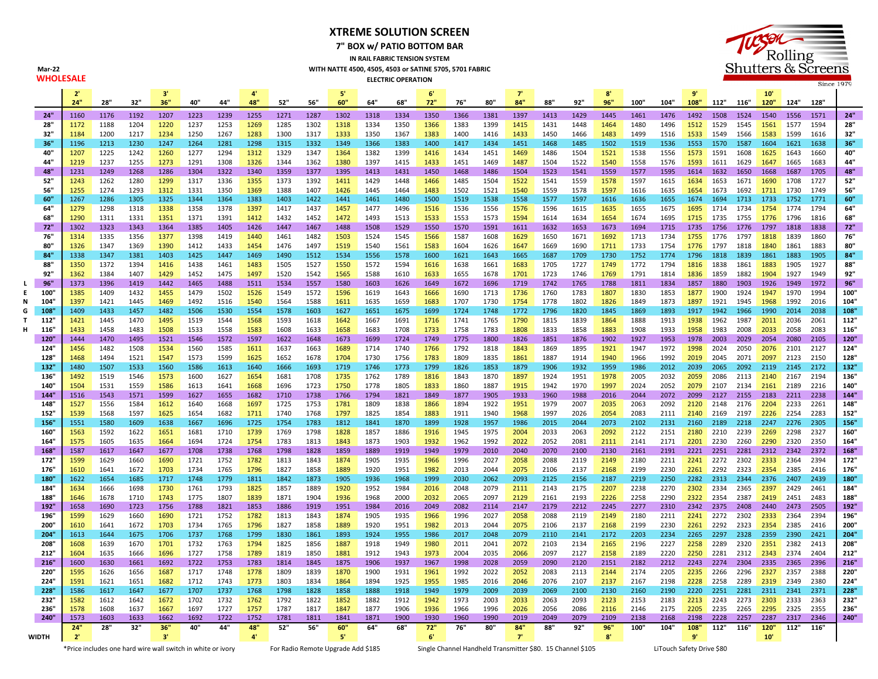# XTREME SOLUTION SCREEN

## 7" BOX w/ PATIO BOTTOM BAR

**IN RAIL FABRIC TENSION SYSTEM**

**WITH NATTE 4500, 4505, 4503 or SATINE 5705, 5701 FABRIC**

**ELECTRIC OPERATION**

**Mar-22**

**WHOLESALE**

Tucson Rolling Shutters & Screens Since 1979

| LENGTH | 24" (2') | 28" | 32" | 36" (3') | 40" | 44" | 48" (4') | 52" | 56" | 60" (5') | 64" | 68" | 72" (6') | 76" | 80" | 84" (7') | 88" | 92" | 96" (8') | 100" | 104" | 108" (9') | 112" | 116" | 120" (10') | 124" | 128" | |
|---|---|---|---|---|---|---|---|---|---|---|---|---|---|---|---|---|---|---|---|---|---|---|---|---|---|---|---|---|
| 24" | 1160 | 1176 | 1192 | 1207 | 1223 | 1239 | 1255 | 1271 | 1287 | 1302 | 1318 | 1334 | 1350 | 1366 | 1381 | 1397 | 1413 | 1429 | 1445 | 1461 | 1476 | 1492 | 1508 | 1524 | 1540 | 1556 | 1571 | 24" |
| 28" | 1172 | 1188 | 1204 | 1220 | 1237 | 1253 | 1269 | 1285 | 1302 | 1318 | 1334 | 1350 | 1366 | 1383 | 1399 | 1415 | 1431 | 1448 | 1464 | 1480 | 1496 | 1512 | 1529 | 1545 | 1561 | 1577 | 1594 | 28" |
| 32" | 1184 | 1200 | 1217 | 1234 | 1250 | 1267 | 1283 | 1300 | 1317 | 1333 | 1350 | 1367 | 1383 | 1400 | 1416 | 1433 | 1450 | 1466 | 1483 | 1499 | 1516 | 1533 | 1549 | 1566 | 1583 | 1599 | 1616 | 32" |
| 36" | 1196 | 1213 | 1230 | 1247 | 1264 | 1281 | 1298 | 1315 | 1332 | 1349 | 1366 | 1383 | 1400 | 1417 | 1434 | 1451 | 1468 | 1485 | 1502 | 1519 | 1536 | 1553 | 1570 | 1587 | 1604 | 1621 | 1638 | 36" |
| 40" | 1207 | 1225 | 1242 | 1260 | 1277 | 1294 | 1312 | 1329 | 1347 | 1364 | 1382 | 1399 | 1416 | 1434 | 1451 | 1469 | 1486 | 1504 | 1521 | 1538 | 1556 | 1573 | 1591 | 1608 | 1625 | 1643 | 1660 | 40" |
| 44" | 1219 | 1237 | 1255 | 1273 | 1291 | 1308 | 1326 | 1344 | 1362 | 1380 | 1397 | 1415 | 1433 | 1451 | 1469 | 1487 | 1504 | 1522 | 1540 | 1558 | 1576 | 1593 | 1611 | 1629 | 1647 | 1665 | 1683 | 44" |
| 48" | 1231 | 1249 | 1268 | 1286 | 1304 | 1322 | 1340 | 1359 | 1377 | 1395 | 1413 | 1431 | 1450 | 1468 | 1486 | 1504 | 1523 | 1541 | 1559 | 1577 | 1595 | 1614 | 1632 | 1650 | 1668 | 1687 | 1705 | 48" |
| 52" | 1243 | 1262 | 1280 | 1299 | 1317 | 1336 | 1355 | 1373 | 1392 | 1411 | 1429 | 1448 | 1466 | 1485 | 1504 | 1522 | 1541 | 1559 | 1578 | 1597 | 1615 | 1634 | 1653 | 1671 | 1690 | 1708 | 1727 | 52" |
| 56" | 1255 | 1274 | 1293 | 1312 | 1331 | 1350 | 1369 | 1388 | 1407 | 1426 | 1445 | 1464 | 1483 | 1502 | 1521 | 1540 | 1559 | 1578 | 1597 | 1616 | 1635 | 1654 | 1673 | 1692 | 1711 | 1730 | 1749 | 56" |
| 60" | 1267 | 1286 | 1305 | 1325 | 1344 | 1364 | 1383 | 1403 | 1422 | 1441 | 1461 | 1480 | 1500 | 1519 | 1538 | 1558 | 1577 | 1597 | 1616 | 1636 | 1655 | 1674 | 1694 | 1713 | 1733 | 1752 | 1771 | 60" |
| 64" | 1279 | 1298 | 1318 | 1338 | 1358 | 1378 | 1397 | 1417 | 1437 | 1457 | 1477 | 1496 | 1516 | 1536 | 1556 | 1576 | 1596 | 1615 | 1635 | 1655 | 1675 | 1695 | 1714 | 1734 | 1754 | 1774 | 1794 | 64" |
| 68" | 1290 | 1311 | 1331 | 1351 | 1371 | 1391 | 1412 | 1432 | 1452 | 1472 | 1493 | 1513 | 1533 | 1553 | 1573 | 1594 | 1614 | 1634 | 1654 | 1674 | 1695 | 1715 | 1735 | 1755 | 1776 | 1796 | 1816 | 68" |
| 72" | 1302 | 1323 | 1343 | 1364 | 1385 | 1405 | 1426 | 1447 | 1467 | 1488 | 1508 | 1529 | 1550 | 1570 | 1591 | 1611 | 1632 | 1653 | 1673 | 1694 | 1715 | 1735 | 1756 | 1776 | 1797 | 1818 | 1838 | 72" |
| 76" | 1314 | 1335 | 1356 | 1377 | 1398 | 1419 | 1440 | 1461 | 1482 | 1503 | 1524 | 1545 | 1566 | 1587 | 1608 | 1629 | 1650 | 1671 | 1692 | 1713 | 1734 | 1755 | 1776 | 1797 | 1818 | 1839 | 1860 | 76" |
| 80" | 1326 | 1347 | 1369 | 1390 | 1412 | 1433 | 1454 | 1476 | 1497 | 1519 | 1540 | 1561 | 1583 | 1604 | 1626 | 1647 | 1669 | 1690 | 1711 | 1733 | 1754 | 1776 | 1797 | 1818 | 1840 | 1861 | 1883 | 80" |
| 84" | 1338 | 1347 | 1381 | 1403 | 1425 | 1447 | 1469 | 1490 | 1512 | 1534 | 1556 | 1578 | 1600 | 1621 | 1643 | 1665 | 1687 | 1709 | 1730 | 1752 | 1774 | 1796 | 1818 | 1839 | 1861 | 1883 | 1905 | 84" |
| 88" | 1350 | 1372 | 1394 | 1416 | 1438 | 1461 | 1483 | 1505 | 1527 | 1550 | 1572 | 1594 | 1616 | 1638 | 1661 | 1683 | 1705 | 1727 | 1749 | 1772 | 1794 | 1816 | 1838 | 1861 | 1883 | 1905 | 1927 | 88" |
| 92" | 1362 | 1384 | 1407 | 1429 | 1452 | 1475 | 1497 | 1520 | 1542 | 1565 | 1588 | 1610 | 1633 | 1655 | 1678 | 1701 | 1723 | 1746 | 1769 | 1791 | 1814 | 1836 | 1859 | 1882 | 1904 | 1927 | 1949 | 92" |
| 96" | 1373 | 1396 | 1419 | 1442 | 1465 | 1488 | 1511 | 1534 | 1557 | 1580 | 1603 | 1626 | 1649 | 1672 | 1696 | 1719 | 1742 | 1765 | 1788 | 1811 | 1834 | 1857 | 1880 | 1903 | 1926 | 1949 | 1972 | 96" |
| 100" | 1385 | 1409 | 1432 | 1455 | 1479 | 1502 | 1526 | 1549 | 1572 | 1596 | 1619 | 1643 | 1666 | 1690 | 1713 | 1736 | 1760 | 1783 | 1807 | 1830 | 1853 | 1877 | 1900 | 1924 | 1947 | 1970 | 1994 | 100" |
| 104" | 1397 | 1421 | 1445 | 1469 | 1492 | 1516 | 1540 | 1564 | 1588 | 1611 | 1635 | 1659 | 1683 | 1707 | 1730 | 1754 | 1778 | 1802 | 1826 | 1849 | 1873 | 1897 | 1921 | 1945 | 1968 | 1992 | 2016 | 104" |
| 108" | 1409 | 1433 | 1457 | 1482 | 1506 | 1530 | 1554 | 1578 | 1603 | 1627 | 1651 | 1675 | 1699 | 1724 | 1748 | 1772 | 1796 | 1820 | 1845 | 1869 | 1893 | 1917 | 1942 | 1966 | 1990 | 2014 | 2038 | 108" |
| 112" | 1421 | 1445 | 1470 | 1495 | 1519 | 1544 | 1568 | 1593 | 1618 | 1642 | 1667 | 1691 | 1716 | 1741 | 1765 | 1790 | 1815 | 1839 | 1864 | 1888 | 1913 | 1938 | 1962 | 1987 | 2011 | 2036 | 2061 | 112" |
| 116" | 1433 | 1458 | 1483 | 1508 | 1533 | 1558 | 1583 | 1608 | 1633 | 1658 | 1683 | 1708 | 1733 | 1758 | 1783 | 1808 | 1833 | 1858 | 1883 | 1908 | 1933 | 1958 | 1983 | 2008 | 2033 | 2058 | 2083 | 116" |
| 120" | 1444 | 1470 | 1495 | 1521 | 1546 | 1572 | 1597 | 1622 | 1648 | 1673 | 1699 | 1724 | 1749 | 1775 | 1800 | 1826 | 1851 | 1876 | 1902 | 1927 | 1953 | 1978 | 2003 | 2029 | 2054 | 2080 | 2105 | 120" |
| 124" | 1456 | 1482 | 1508 | 1534 | 1560 | 1585 | 1611 | 1637 | 1663 | 1689 | 1714 | 1740 | 1766 | 1792 | 1818 | 1843 | 1869 | 1895 | 1921 | 1947 | 1972 | 1998 | 2024 | 2050 | 2076 | 2101 | 2127 | 124" |
| 128" | 1468 | 1494 | 1521 | 1547 | 1573 | 1599 | 1625 | 1652 | 1678 | 1704 | 1730 | 1756 | 1783 | 1809 | 1835 | 1861 | 1887 | 1914 | 1940 | 1966 | 1992 | 2019 | 2045 | 2071 | 2097 | 2123 | 2150 | 128" |
| 132" | 1480 | 1507 | 1533 | 1560 | 1586 | 1613 | 1640 | 1666 | 1693 | 1719 | 1746 | 1773 | 1799 | 1826 | 1853 | 1879 | 1906 | 1932 | 1959 | 1986 | 2012 | 2039 | 2065 | 2092 | 2119 | 2145 | 2172 | 132" |
| 136" | 1492 | 1519 | 1546 | 1573 | 1600 | 1627 | 1654 | 1681 | 1708 | 1735 | 1762 | 1789 | 1816 | 1843 | 1870 | 1897 | 1924 | 1951 | 1978 | 2005 | 2032 | 2059 | 2086 | 2113 | 2140 | 2167 | 2194 | 136" |
| 140" | 1504 | 1531 | 1559 | 1586 | 1613 | 1641 | 1668 | 1696 | 1723 | 1750 | 1778 | 1805 | 1833 | 1860 | 1887 | 1915 | 1942 | 1970 | 1997 | 2024 | 2052 | 2079 | 2107 | 2134 | 2161 | 2189 | 2216 | 140" |
| 144" | 1516 | 1543 | 1571 | 1599 | 1627 | 1655 | 1682 | 1710 | 1738 | 1766 | 1794 | 1821 | 1849 | 1877 | 1905 | 1933 | 1960 | 1988 | 2016 | 2044 | 2072 | 2099 | 2127 | 2155 | 2183 | 2211 | 2238 | 144" |
| 148" | 1527 | 1556 | 1584 | 1612 | 1640 | 1668 | 1697 | 1725 | 1753 | 1781 | 1809 | 1838 | 1866 | 1894 | 1922 | 1951 | 1979 | 2007 | 2035 | 2063 | 2092 | 2120 | 2148 | 2176 | 2204 | 2233 | 2261 | 148" |
| 152" | 1539 | 1568 | 1597 | 1625 | 1654 | 1682 | 1711 | 1740 | 1768 | 1797 | 1825 | 1854 | 1883 | 1911 | 1940 | 1968 | 1997 | 2026 | 2054 | 2083 | 2111 | 2140 | 2169 | 2197 | 2226 | 2254 | 2283 | 152" |
| 156" | 1551 | 1580 | 1609 | 1638 | 1667 | 1696 | 1725 | 1754 | 1783 | 1812 | 1841 | 1870 | 1899 | 1928 | 1957 | 1986 | 2015 | 2044 | 2073 | 2102 | 2131 | 2160 | 2189 | 2218 | 2247 | 2276 | 2305 | 156" |
| 160" | 1563 | 1592 | 1622 | 1651 | 1681 | 1710 | 1739 | 1769 | 1798 | 1828 | 1857 | 1886 | 1916 | 1945 | 1975 | 2004 | 2033 | 2063 | 2092 | 2122 | 2151 | 2180 | 2210 | 2239 | 2269 | 2298 | 2327 | 160" |
| 164" | 1575 | 1605 | 1635 | 1664 | 1694 | 1724 | 1754 | 1783 | 1813 | 1843 | 1873 | 1903 | 1932 | 1962 | 1992 | 2022 | 2052 | 2081 | 2111 | 2141 | 2171 | 2201 | 2230 | 2260 | 2290 | 2320 | 2350 | 164" |
| 168" | 1587 | 1617 | 1647 | 1677 | 1708 | 1738 | 1768 | 1798 | 1828 | 1859 | 1889 | 1919 | 1949 | 1979 | 2010 | 2040 | 2070 | 2100 | 2130 | 2161 | 2191 | 2221 | 2251 | 2281 | 2312 | 2342 | 2372 | 168" |
| 172" | 1599 | 1629 | 1660 | 1690 | 1721 | 1752 | 1782 | 1813 | 1843 | 1874 | 1905 | 1935 | 1966 | 1996 | 2027 | 2058 | 2088 | 2119 | 2149 | 2180 | 2211 | 2241 | 2272 | 2302 | 2333 | 2364 | 2394 | 172" |
| 176" | 1610 | 1641 | 1672 | 1703 | 1734 | 1765 | 1796 | 1827 | 1858 | 1889 | 1920 | 1951 | 1982 | 2013 | 2044 | 2075 | 2106 | 2137 | 2168 | 2199 | 2230 | 2261 | 2292 | 2323 | 2354 | 2385 | 2416 | 176" |
| 180" | 1622 | 1654 | 1685 | 1717 | 1748 | 1779 | 1811 | 1842 | 1873 | 1905 | 1936 | 1968 | 1999 | 2030 | 2062 | 2093 | 2125 | 2156 | 2187 | 2219 | 2250 | 2282 | 2313 | 2344 | 2376 | 2407 | 2439 | 180" |
| 184" | 1634 | 1666 | 1698 | 1730 | 1761 | 1793 | 1825 | 1857 | 1889 | 1920 | 1952 | 1984 | 2016 | 2048 | 2079 | 2111 | 2143 | 2175 | 2207 | 2238 | 2270 | 2302 | 2334 | 2365 | 2397 | 2429 | 2461 | 184" |
| 188" | 1646 | 1678 | 1710 | 1743 | 1775 | 1807 | 1839 | 1871 | 1904 | 1936 | 1968 | 2000 | 2032 | 2065 | 2097 | 2129 | 2161 | 2193 | 2226 | 2258 | 2290 | 2322 | 2354 | 2387 | 2419 | 2451 | 2483 | 188" |
| 192" | 1658 | 1690 | 1723 | 1756 | 1788 | 1821 | 1853 | 1886 | 1919 | 1951 | 1984 | 2016 | 2049 | 2082 | 2114 | 2147 | 2179 | 2212 | 2245 | 2277 | 2310 | 2342 | 2375 | 2408 | 2440 | 2473 | 2505 | 192" |
| 196" | 1599 | 1629 | 1660 | 1690 | 1721 | 1752 | 1782 | 1813 | 1843 | 1874 | 1905 | 1935 | 1966 | 1996 | 2027 | 2058 | 2088 | 2119 | 2149 | 2180 | 2211 | 2241 | 2272 | 2302 | 2333 | 2364 | 2394 | 196" |
| 200" | 1610 | 1641 | 1672 | 1703 | 1734 | 1765 | 1796 | 1827 | 1858 | 1889 | 1920 | 1951 | 1982 | 2013 | 2044 | 2075 | 2106 | 2137 | 2168 | 2199 | 2230 | 2261 | 2292 | 2323 | 2354 | 2385 | 2416 | 200" |
| 204" | 1613 | 1644 | 1675 | 1706 | 1737 | 1768 | 1799 | 1830 | 1861 | 1893 | 1924 | 1955 | 1986 | 2017 | 2048 | 2079 | 2110 | 2141 | 2172 | 2203 | 2234 | 2265 | 2297 | 2328 | 2359 | 2390 | 2421 | 204" |
| 208" | 1608 | 1639 | 1670 | 1701 | 1732 | 1763 | 1794 | 1825 | 1856 | 1887 | 1918 | 1949 | 1980 | 2011 | 2041 | 2072 | 2103 | 2134 | 2165 | 2196 | 2227 | 2258 | 2289 | 2320 | 2351 | 2382 | 2413 | 208" |
| 212" | 1604 | 1635 | 1666 | 1696 | 1727 | 1758 | 1789 | 1819 | 1850 | 1881 | 1912 | 1943 | 1973 | 2004 | 2035 | 2066 | 2097 | 2127 | 2158 | 2189 | 2220 | 2250 | 2281 | 2312 | 2343 | 2374 | 2404 | 212" |
| 216" | 1600 | 1630 | 1661 | 1692 | 1722 | 1753 | 1783 | 1814 | 1845 | 1875 | 1906 | 1937 | 1967 | 1998 | 2028 | 2059 | 2090 | 2120 | 2151 | 2182 | 2212 | 2243 | 2274 | 2304 | 2335 | 2365 | 2396 | 216" |
| 220" | 1595 | 1626 | 1656 | 1687 | 1717 | 1748 | 1778 | 1809 | 1839 | 1870 | 1900 | 1931 | 1961 | 1992 | 2022 | 2052 | 2083 | 2113 | 2144 | 2174 | 2205 | 2235 | 2266 | 2296 | 2327 | 2357 | 2388 | 220" |
| 224" | 1591 | 1621 | 1651 | 1682 | 1712 | 1743 | 1773 | 1803 | 1834 | 1864 | 1894 | 1925 | 1955 | 1985 | 2016 | 2046 | 2076 | 2107 | 2137 | 2167 | 2198 | 2228 | 2258 | 2289 | 2319 | 2349 | 2380 | 224" |
| 228" | 1586 | 1617 | 1647 | 1677 | 1707 | 1737 | 1768 | 1798 | 1828 | 1858 | 1888 | 1918 | 1949 | 1979 | 2009 | 2039 | 2069 | 2100 | 2130 | 2160 | 2190 | 2220 | 2251 | 2281 | 2311 | 2341 | 2371 | 228" |
| 232" | 1582 | 1612 | 1642 | 1672 | 1702 | 1732 | 1762 | 1792 | 1822 | 1852 | 1882 | 1912 | 1942 | 1973 | 2003 | 2033 | 2063 | 2093 | 2123 | 2153 | 2183 | 2213 | 2243 | 2273 | 2303 | 2333 | 2363 | 232" |
| 236" | 1578 | 1608 | 1637 | 1667 | 1697 | 1727 | 1757 | 1787 | 1817 | 1847 | 1877 | 1906 | 1936 | 1966 | 1996 | 2026 | 2056 | 2086 | 2116 | 2146 | 2175 | 2205 | 2235 | 2265 | 2295 | 2325 | 2355 | 236" |
| 240" | 1573 | 1603 | 1633 | 1662 | 1692 | 1722 | 1752 | 1781 | 1811 | 1841 | 1871 | 1900 | 1930 | 1960 | 1990 | 2019 | 2049 | 2079 | 2109 | 2138 | 2168 | 2198 | 2228 | 2257 | 2287 | 2317 | 2346 | 240" |
| WIDTH | 24" (2') | 28" | 32" | 36" (3') | 40" | 44" | 48" (4') | 52" | 56" | 60" (5') | 64" | 68" | 72" (6') | 76" | 80" | 84" (7') | 88" | 92" | 96" (8') | 100" | 104" | 108" (9') | 112" | 116" | 120" (10') | 112" | 116" | |

*Price includes one hard wire wall switch in white or ivory

For Radio Remote Upgrade Add $185

Single Channel Handheld Transmitter $80. 15 Channel $105

LiTouch Safety Drive $80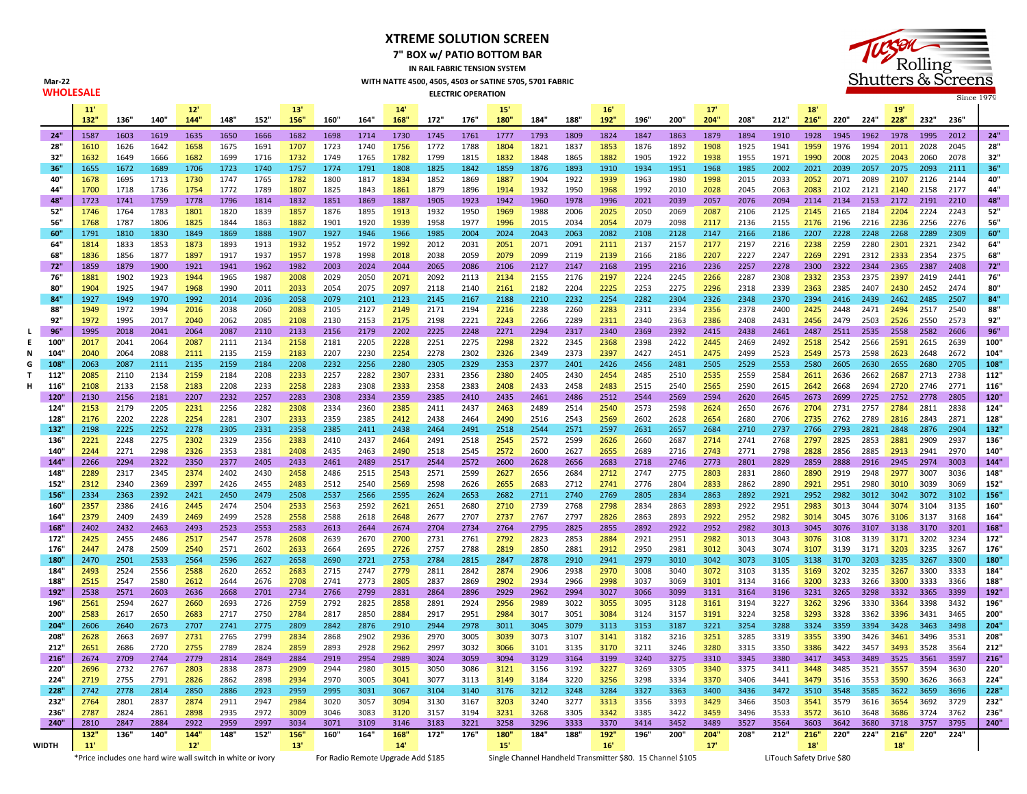# XTREME SOLUTION SCREEN

## 7" BOX w/ PATIO BOTTOM BAR

**IN RAIL FABRIC TENSION SYSTEM**

**WITH NATTE 4500, 4505, 4503 or SATINE 5705, 5701 FABRIC**

**ELECTRIC OPERATION**

**Mar-22**

**WHOLESALE**

Tucson Rolling Shutters & Screens Since 1979

| LENGTH | 11' 132" | 136" | 140" | 12' 144" | 148" | 152" | 13' 156" | 160" | 164" | 14' 168" | 172" | 176" | 15' 180" | 184" | 188" | 16' 192" | 196" | 200" | 17' 204" | 208" | 212" | 18' 216" | 220" | 224" | 19' 228" | 232" | 236" | |
|---|---|---|---|---|---|---|---|---|---|---|---|---|---|---|---|---|---|---|---|---|---|---|---|---|---|---|---|---|
| 24" | 1587 | 1603 | 1619 | 1635 | 1650 | 1666 | 1682 | 1698 | 1714 | 1730 | 1745 | 1761 | 1777 | 1793 | 1809 | 1824 | 1847 | 1863 | 1879 | 1894 | 1910 | 1928 | 1945 | 1962 | 1978 | 1995 | 2012 | 24" |
| 28" | 1610 | 1626 | 1642 | 1658 | 1675 | 1691 | 1707 | 1723 | 1740 | 1756 | 1772 | 1788 | 1804 | 1821 | 1837 | 1853 | 1876 | 1892 | 1908 | 1925 | 1941 | 1959 | 1976 | 1994 | 2011 | 2028 | 2045 | 28" |
| 32" | 1632 | 1649 | 1666 | 1682 | 1699 | 1716 | 1732 | 1749 | 1765 | 1782 | 1799 | 1815 | 1832 | 1848 | 1865 | 1882 | 1905 | 1922 | 1938 | 1955 | 1971 | 1990 | 2008 | 2025 | 2043 | 2060 | 2078 | 32" |
| 36" | 1655 | 1672 | 1689 | 1706 | 1723 | 1740 | 1757 | 1774 | 1791 | 1808 | 1825 | 1842 | 1859 | 1876 | 1893 | 1910 | 1934 | 1951 | 1968 | 1985 | 2002 | 2021 | 2039 | 2057 | 2075 | 2093 | 2111 | 36" |
| 40" | 1678 | 1695 | 1713 | 1730 | 1747 | 1765 | 1782 | 1800 | 1817 | 1834 | 1852 | 1869 | 1887 | 1904 | 1922 | 1939 | 1963 | 1980 | 1998 | 2015 | 2033 | 2052 | 2071 | 2089 | 2107 | 2126 | 2144 | 40" |
| 44" | 1700 | 1718 | 1736 | 1754 | 1772 | 1789 | 1807 | 1825 | 1843 | 1861 | 1879 | 1896 | 1914 | 1932 | 1950 | 1968 | 1992 | 2010 | 2028 | 2045 | 2063 | 2083 | 2102 | 2121 | 2140 | 2158 | 2177 | 44" |
| 48" | 1723 | 1741 | 1759 | 1778 | 1796 | 1814 | 1832 | 1851 | 1869 | 1887 | 1905 | 1923 | 1942 | 1960 | 1978 | 1996 | 2021 | 2039 | 2057 | 2076 | 2094 | 2114 | 2134 | 2153 | 2172 | 2191 | 2210 | 48" |
| 52" | 1746 | 1764 | 1783 | 1801 | 1820 | 1839 | 1857 | 1876 | 1895 | 1913 | 1932 | 1950 | 1969 | 1988 | 2006 | 2025 | 2050 | 2069 | 2087 | 2106 | 2125 | 2145 | 2165 | 2184 | 2204 | 2224 | 2243 | 52" |
| 56" | 1768 | 1787 | 1806 | 1825 | 1844 | 1863 | 1882 | 1901 | 1920 | 1939 | 1958 | 1977 | 1996 | 2015 | 2034 | 2054 | 2079 | 2098 | 2117 | 2136 | 2155 | 2176 | 2196 | 2216 | 2236 | 2256 | 2276 | 56" |
| 60" | 1791 | 1810 | 1830 | 1849 | 1869 | 1888 | 1907 | 1927 | 1946 | 1966 | 1985 | 2004 | 2024 | 2043 | 2063 | 2082 | 2108 | 2128 | 2147 | 2166 | 2186 | 2207 | 2228 | 2248 | 2268 | 2289 | 2309 | 60" |
| 64" | 1814 | 1833 | 1853 | 1873 | 1893 | 1913 | 1932 | 1952 | 1972 | 1992 | 2012 | 2031 | 2051 | 2071 | 2091 | 2111 | 2137 | 2157 | 2177 | 2197 | 2216 | 2238 | 2259 | 2280 | 2301 | 2321 | 2342 | 64" |
| 68" | 1836 | 1856 | 1877 | 1897 | 1917 | 1937 | 1957 | 1978 | 1998 | 2018 | 2038 | 2059 | 2079 | 2099 | 2119 | 2139 | 2166 | 2186 | 2207 | 2227 | 2247 | 2269 | 2291 | 2312 | 2333 | 2354 | 2375 | 68" |
| 72" | 1859 | 1879 | 1900 | 1921 | 1941 | 1962 | 1982 | 2003 | 2024 | 2044 | 2065 | 2086 | 2106 | 2127 | 2147 | 2168 | 2195 | 2216 | 2236 | 2257 | 2278 | 2300 | 2322 | 2344 | 2365 | 2387 | 2408 | 72" |
| 76" | 1881 | 1902 | 1923 | 1944 | 1965 | 1987 | 2008 | 2029 | 2050 | 2071 | 2092 | 2113 | 2134 | 2155 | 2176 | 2197 | 2224 | 2245 | 2266 | 2287 | 2308 | 2332 | 2353 | 2375 | 2397 | 2419 | 2441 | 76" |
| 80" | 1904 | 1925 | 1947 | 1968 | 1990 | 2011 | 2033 | 2054 | 2075 | 2097 | 2118 | 2140 | 2161 | 2182 | 2204 | 2225 | 2253 | 2275 | 2296 | 2318 | 2339 | 2363 | 2385 | 2407 | 2430 | 2452 | 2474 | 80" |
| 84" | 1927 | 1949 | 1970 | 1992 | 2014 | 2036 | 2058 | 2079 | 2101 | 2123 | 2145 | 2167 | 2188 | 2210 | 2232 | 2254 | 2282 | 2304 | 2326 | 2348 | 2370 | 2394 | 2416 | 2439 | 2462 | 2485 | 2507 | 84" |
| 88" | 1949 | 1972 | 1994 | 2016 | 2038 | 2060 | 2083 | 2105 | 2127 | 2149 | 2171 | 2194 | 2216 | 2238 | 2260 | 2283 | 2311 | 2334 | 2356 | 2378 | 2400 | 2425 | 2448 | 2471 | 2494 | 2517 | 2540 | 88" |
| 92" | 1972 | 1995 | 2017 | 2040 | 2062 | 2085 | 2108 | 2130 | 2153 | 2175 | 2198 | 2221 | 2243 | 2266 | 2289 | 2311 | 2340 | 2363 | 2386 | 2408 | 2431 | 2456 | 2479 | 2503 | 2526 | 2550 | 2573 | 92" |
| 96" | 1995 | 2018 | 2041 | 2064 | 2087 | 2110 | 2133 | 2156 | 2179 | 2202 | 2225 | 2248 | 2271 | 2294 | 2317 | 2340 | 2369 | 2392 | 2415 | 2438 | 2461 | 2487 | 2511 | 2535 | 2558 | 2582 | 2606 | 96" |
| 100" | 2017 | 2041 | 2064 | 2087 | 2111 | 2134 | 2158 | 2181 | 2205 | 2228 | 2251 | 2275 | 2298 | 2322 | 2345 | 2368 | 2398 | 2422 | 2445 | 2469 | 2492 | 2518 | 2542 | 2566 | 2591 | 2615 | 2639 | 100" |
| 104" | 2040 | 2064 | 2088 | 2111 | 2135 | 2159 | 2183 | 2207 | 2230 | 2254 | 2278 | 2302 | 2326 | 2349 | 2373 | 2397 | 2427 | 2451 | 2475 | 2499 | 2523 | 2549 | 2573 | 2598 | 2623 | 2648 | 2672 | 104" |
| 108" | 2063 | 2087 | 2111 | 2135 | 2159 | 2184 | 2208 | 2232 | 2256 | 2280 | 2305 | 2329 | 2353 | 2377 | 2401 | 2426 | 2456 | 2481 | 2505 | 2529 | 2553 | 2580 | 2605 | 2630 | 2655 | 2680 | 2705 | 108" |
| 112" | 2085 | 2110 | 2134 | 2159 | 2184 | 2208 | 2233 | 2257 | 2282 | 2307 | 2331 | 2356 | 2380 | 2405 | 2430 | 2454 | 2485 | 2510 | 2535 | 2559 | 2584 | 2611 | 2636 | 2662 | 2687 | 2713 | 2738 | 112" |
| 116" | 2108 | 2133 | 2158 | 2183 | 2208 | 2233 | 2258 | 2283 | 2308 | 2333 | 2358 | 2383 | 2408 | 2433 | 2458 | 2483 | 2515 | 2540 | 2565 | 2590 | 2615 | 2642 | 2668 | 2694 | 2720 | 2746 | 2771 | 116" |
| 120" | 2130 | 2156 | 2181 | 2207 | 2232 | 2257 | 2283 | 2308 | 2334 | 2359 | 2385 | 2410 | 2435 | 2461 | 2486 | 2512 | 2544 | 2569 | 2594 | 2620 | 2645 | 2673 | 2699 | 2725 | 2752 | 2778 | 2805 | 120" |
| 124" | 2153 | 2179 | 2205 | 2231 | 2256 | 2282 | 2308 | 2334 | 2360 | 2385 | 2411 | 2437 | 2463 | 2489 | 2514 | 2540 | 2573 | 2598 | 2624 | 2650 | 2676 | 2704 | 2731 | 2757 | 2784 | 2811 | 2838 | 124" |
| 128" | 2176 | 2202 | 2228 | 2254 | 2281 | 2307 | 2333 | 2359 | 2385 | 2412 | 2438 | 2464 | 2490 | 2516 | 2543 | 2569 | 2602 | 2628 | 2654 | 2680 | 2706 | 2735 | 2762 | 2789 | 2816 | 2843 | 2871 | 128" |
| 132" | 2198 | 2225 | 2252 | 2278 | 2305 | 2331 | 2358 | 2385 | 2411 | 2438 | 2464 | 2491 | 2518 | 2544 | 2571 | 2597 | 2631 | 2657 | 2684 | 2710 | 2737 | 2766 | 2793 | 2821 | 2848 | 2876 | 2904 | 132" |
| 136" | 2221 | 2248 | 2275 | 2302 | 2329 | 2356 | 2383 | 2410 | 2437 | 2464 | 2491 | 2518 | 2545 | 2572 | 2599 | 2626 | 2660 | 2687 | 2714 | 2741 | 2768 | 2797 | 2825 | 2853 | 2881 | 2909 | 2937 | 136" |
| 140" | 2244 | 2271 | 2298 | 2326 | 2353 | 2381 | 2408 | 2435 | 2463 | 2490 | 2518 | 2545 | 2572 | 2600 | 2627 | 2655 | 2689 | 2716 | 2743 | 2771 | 2798 | 2828 | 2856 | 2885 | 2913 | 2941 | 2970 | 140" |
| 144" | 2266 | 2294 | 2322 | 2350 | 2377 | 2405 | 2433 | 2461 | 2489 | 2517 | 2544 | 2572 | 2600 | 2628 | 2656 | 2683 | 2718 | 2746 | 2773 | 2801 | 2829 | 2859 | 2888 | 2916 | 2945 | 2974 | 3003 | 144" |
| 148" | 2289 | 2317 | 2345 | 2374 | 2402 | 2430 | 2458 | 2486 | 2515 | 2543 | 2571 | 2599 | 2627 | 2656 | 2684 | 2712 | 2747 | 2775 | 2803 | 2831 | 2860 | 2890 | 2919 | 2948 | 2977 | 3007 | 3036 | 148" |
| 152" | 2312 | 2340 | 2369 | 2397 | 2426 | 2455 | 2483 | 2512 | 2540 | 2569 | 2598 | 2626 | 2655 | 2683 | 2712 | 2741 | 2776 | 2804 | 2833 | 2862 | 2890 | 2921 | 2951 | 2980 | 3010 | 3039 | 3069 | 152" |
| 156" | 2334 | 2363 | 2392 | 2421 | 2450 | 2479 | 2508 | 2537 | 2566 | 2595 | 2624 | 2653 | 2682 | 2711 | 2740 | 2769 | 2805 | 2834 | 2863 | 2892 | 2921 | 2952 | 2982 | 3012 | 3042 | 3072 | 3102 | 156" |
| 160" | 2357 | 2386 | 2416 | 2445 | 2474 | 2504 | 2533 | 2563 | 2592 | 2621 | 2651 | 2680 | 2710 | 2739 | 2768 | 2798 | 2834 | 2863 | 2893 | 2922 | 2951 | 2983 | 3013 | 3044 | 3074 | 3104 | 3135 | 160" |
| 164" | 2379 | 2409 | 2439 | 2469 | 2499 | 2528 | 2558 | 2588 | 2618 | 2648 | 2677 | 2707 | 2737 | 2767 | 2797 | 2826 | 2863 | 2893 | 2922 | 2952 | 2982 | 3014 | 3045 | 3076 | 3106 | 3137 | 3168 | 164" |
| 168" | 2402 | 2432 | 2463 | 2493 | 2523 | 2553 | 2583 | 2613 | 2644 | 2674 | 2704 | 2734 | 2764 | 2795 | 2825 | 2855 | 2892 | 2922 | 2952 | 2982 | 3013 | 3045 | 3076 | 3107 | 3138 | 3170 | 3201 | 168" |
| 172" | 2425 | 2455 | 2486 | 2517 | 2547 | 2578 | 2608 | 2639 | 2670 | 2700 | 2731 | 2761 | 2792 | 2823 | 2853 | 2884 | 2921 | 2951 | 2982 | 3013 | 3043 | 3076 | 3108 | 3139 | 3171 | 3202 | 3234 | 172" |
| 176" | 2447 | 2478 | 2509 | 2540 | 2571 | 2602 | 2633 | 2664 | 2695 | 2726 | 2757 | 2788 | 2819 | 2850 | 2881 | 2912 | 2950 | 2981 | 3012 | 3043 | 3074 | 3107 | 3139 | 3171 | 3203 | 3235 | 3267 | 176" |
| 180" | 2470 | 2501 | 2533 | 2564 | 2596 | 2627 | 2658 | 2690 | 2721 | 2753 | 2784 | 2815 | 2847 | 2878 | 2910 | 2941 | 2979 | 3010 | 3042 | 3073 | 3105 | 3138 | 3170 | 3203 | 3235 | 3267 | 3300 | 180" |
| 184" | 2493 | 2524 | 2556 | 2588 | 2620 | 2652 | 2683 | 2715 | 2747 | 2779 | 2811 | 2842 | 2874 | 2906 | 2938 | 2970 | 3008 | 3040 | 3072 | 3103 | 3135 | 3169 | 3202 | 3235 | 3267 | 3300 | 3333 | 184" |
| 188" | 2515 | 2547 | 2580 | 2612 | 2644 | 2676 | 2708 | 2741 | 2773 | 2805 | 2837 | 2869 | 2902 | 2934 | 2966 | 2998 | 3037 | 3069 | 3101 | 3134 | 3166 | 3200 | 3233 | 3266 | 3300 | 3333 | 3366 | 188" |
| 192" | 2538 | 2571 | 2603 | 2636 | 2668 | 2701 | 2734 | 2766 | 2799 | 2831 | 2864 | 2896 | 2929 | 2962 | 2994 | 3027 | 3066 | 3099 | 3131 | 3164 | 3196 | 3231 | 3265 | 3298 | 3332 | 3365 | 3399 | 192" |
| 196" | 2561 | 2594 | 2627 | 2660 | 2693 | 2726 | 2759 | 2792 | 2825 | 2858 | 2891 | 2924 | 2956 | 2989 | 3022 | 3055 | 3095 | 3128 | 3161 | 3194 | 3227 | 3262 | 3296 | 3330 | 3364 | 3398 | 3432 | 196" |
| 200" | 2583 | 2617 | 2650 | 2683 | 2717 | 2750 | 2784 | 2817 | 2850 | 2884 | 2917 | 2951 | 2984 | 3017 | 3051 | 3084 | 3124 | 3157 | 3191 | 3224 | 3258 | 3293 | 3328 | 3362 | 3396 | 3431 | 3465 | 200" |
| 204" | 2606 | 2640 | 2673 | 2707 | 2741 | 2775 | 2809 | 2842 | 2876 | 2910 | 2944 | 2978 | 3011 | 3045 | 3079 | 3113 | 3153 | 3187 | 3221 | 3254 | 3288 | 3324 | 3359 | 3394 | 3428 | 3463 | 3498 | 204" |
| 208" | 2628 | 2663 | 2697 | 2731 | 2765 | 2799 | 2834 | 2868 | 2902 | 2936 | 2970 | 3005 | 3039 | 3073 | 3107 | 3141 | 3182 | 3216 | 3251 | 3285 | 3319 | 3355 | 3390 | 3426 | 3461 | 3496 | 3531 | 208" |
| 212" | 2651 | 2686 | 2720 | 2755 | 2789 | 2824 | 2859 | 2893 | 2928 | 2962 | 2997 | 3032 | 3066 | 3101 | 3135 | 3170 | 3211 | 3246 | 3280 | 3315 | 3350 | 3386 | 3422 | 3457 | 3493 | 3528 | 3564 | 212" |
| 216" | 2674 | 2709 | 2744 | 2779 | 2814 | 2849 | 2884 | 2919 | 2954 | 2989 | 3024 | 3059 | 3094 | 3129 | 3164 | 3199 | 3240 | 3275 | 3310 | 3345 | 3380 | 3417 | 3453 | 3489 | 3525 | 3561 | 3597 | 216" |
| 220" | 2696 | 2732 | 2767 | 2803 | 2838 | 2873 | 2909 | 2944 | 2980 | 3015 | 3050 | 3086 | 3121 | 3156 | 3192 | 3227 | 3269 | 3305 | 3340 | 3375 | 3411 | 3448 | 3485 | 3521 | 3557 | 3594 | 3630 | 220" |
| 224" | 2719 | 2755 | 2791 | 2826 | 2862 | 2898 | 2934 | 2970 | 3005 | 3041 | 3077 | 3113 | 3149 | 3184 | 3220 | 3256 | 3298 | 3334 | 3370 | 3406 | 3441 | 3479 | 3516 | 3553 | 3590 | 3626 | 3663 | 224" |
| 228" | 2742 | 2778 | 2814 | 2850 | 2886 | 2923 | 2959 | 2995 | 3031 | 3067 | 3104 | 3140 | 3176 | 3212 | 3248 | 3284 | 3327 | 3363 | 3400 | 3436 | 3472 | 3510 | 3548 | 3585 | 3622 | 3659 | 3696 | 228" |
| 232" | 2764 | 2801 | 2837 | 2874 | 2911 | 2947 | 2984 | 3020 | 3057 | 3094 | 3130 | 3167 | 3203 | 3240 | 3277 | 3313 | 3356 | 3393 | 3429 | 3466 | 3503 | 3541 | 3579 | 3616 | 3654 | 3692 | 3729 | 232" |
| 236" | 2787 | 2824 | 2861 | 2898 | 2935 | 2972 | 3009 | 3046 | 3083 | 3120 | 3157 | 3194 | 3231 | 3268 | 3305 | 3342 | 3385 | 3422 | 3459 | 3496 | 3533 | 3572 | 3610 | 3648 | 3686 | 3724 | 3762 | 236" |
| 240" | 2810 | 2847 | 2884 | 2922 | 2959 | 2997 | 3034 | 3071 | 3109 | 3146 | 3183 | 3221 | 3258 | 3296 | 3333 | 3370 | 3414 | 3452 | 3489 | 3527 | 3564 | 3603 | 3642 | 3680 | 3718 | 3757 | 3795 | 240" |
| WIDTH | 132" 11' | 136" | 140" | 144" 12' | 148" | 152" | 156" 13' | 160" | 164" | 168" 14' | 172" | 176" | 180" 15' | 184" | 188" | 192" 16' | 196" | 200" | 204" 17' | 208" | 212" | 216" 18' | 220" | 224" | 216" 18' | 220" | 224" | |

*Price includes one hard wire wall switch in white or ivory

For Radio Remote Upgrade Add $185

Single Channel Handheld Transmitter $80. 15 Channel $105

LiTouch Safety Drive $80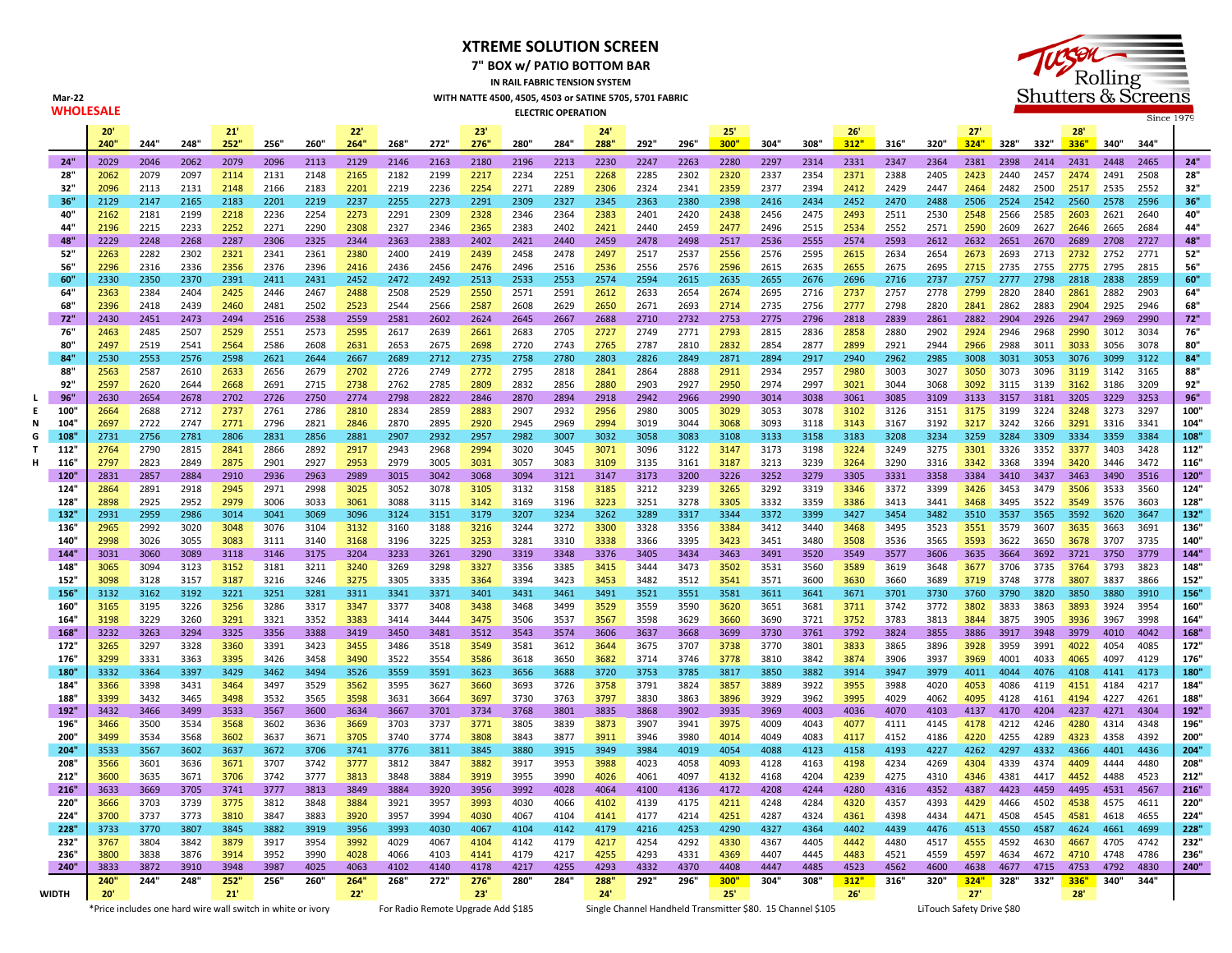# XTREME SOLUTION SCREEN

## 7" BOX w/ PATIO BOTTOM BAR

**IN RAIL FABRIC TENSION SYSTEM**

**WITH NATTE 4500, 4505, 4503 or SATINE 5705, 5701 FABRIC**

**ELECTRIC OPERATION**

**Mar-22**

**WHOLESALE**

Tucson Rolling Shutters & Screens — Since 1979

| LENGTH | 20' 240" | 244" | 248" | 21' 252" | 256" | 260" | 22' 264" | 268" | 272" | 23' 276" | 280" | 284" | 24' 288" | 292" | 296" | 25' 300" | 304" | 308" | 26' 312" | 316" | 320" | 27' 324" | 328" | 332" | 28' 336" | 340" | 344" | |
|---|---|---|---|---|---|---|---|---|---|---|---|---|---|---|---|---|---|---|---|---|---|---|---|---|---|---|---|---|
| 24" | 2029 | 2046 | 2062 | 2079 | 2096 | 2113 | 2129 | 2146 | 2163 | 2180 | 2196 | 2213 | 2230 | 2247 | 2263 | 2280 | 2297 | 2314 | 2331 | 2347 | 2364 | 2381 | 2398 | 2414 | 2431 | 2448 | 2465 | 24" |
| 28" | 2062 | 2079 | 2097 | 2114 | 2131 | 2148 | 2165 | 2182 | 2199 | 2217 | 2234 | 2251 | 2268 | 2285 | 2302 | 2320 | 2337 | 2354 | 2371 | 2388 | 2405 | 2423 | 2440 | 2457 | 2474 | 2491 | 2508 | 28" |
| 32" | 2096 | 2113 | 2131 | 2148 | 2166 | 2183 | 2201 | 2219 | 2236 | 2254 | 2271 | 2289 | 2306 | 2324 | 2341 | 2359 | 2377 | 2394 | 2412 | 2429 | 2447 | 2464 | 2482 | 2500 | 2517 | 2535 | 2552 | 32" |
| 36" | 2129 | 2147 | 2165 | 2183 | 2201 | 2219 | 2237 | 2255 | 2273 | 2291 | 2309 | 2327 | 2345 | 2363 | 2380 | 2398 | 2416 | 2434 | 2452 | 2470 | 2488 | 2506 | 2524 | 2542 | 2560 | 2578 | 2596 | 36" |
| 40" | 2162 | 2181 | 2199 | 2218 | 2236 | 2254 | 2273 | 2291 | 2309 | 2328 | 2346 | 2364 | 2383 | 2401 | 2420 | 2438 | 2456 | 2475 | 2493 | 2511 | 2530 | 2548 | 2566 | 2585 | 2603 | 2621 | 2640 | 40" |
| 44" | 2196 | 2215 | 2233 | 2252 | 2271 | 2290 | 2308 | 2327 | 2346 | 2365 | 2383 | 2402 | 2421 | 2440 | 2459 | 2477 | 2496 | 2515 | 2534 | 2552 | 2571 | 2590 | 2609 | 2627 | 2646 | 2665 | 2684 | 44" |
| 48" | 2229 | 2248 | 2268 | 2287 | 2306 | 2325 | 2344 | 2363 | 2383 | 2402 | 2421 | 2440 | 2459 | 2478 | 2498 | 2517 | 2536 | 2555 | 2574 | 2593 | 2612 | 2632 | 2651 | 2670 | 2689 | 2708 | 2727 | 48" |
| 52" | 2263 | 2282 | 2302 | 2321 | 2341 | 2361 | 2380 | 2400 | 2419 | 2439 | 2458 | 2478 | 2497 | 2517 | 2537 | 2556 | 2576 | 2595 | 2615 | 2634 | 2654 | 2673 | 2693 | 2713 | 2732 | 2752 | 2771 | 52" |
| 56" | 2296 | 2316 | 2336 | 2356 | 2376 | 2396 | 2416 | 2436 | 2456 | 2476 | 2496 | 2516 | 2536 | 2556 | 2576 | 2596 | 2615 | 2635 | 2655 | 2675 | 2695 | 2715 | 2735 | 2755 | 2775 | 2795 | 2815 | 56" |
| 60" | 2330 | 2350 | 2370 | 2391 | 2411 | 2431 | 2452 | 2472 | 2492 | 2513 | 2533 | 2553 | 2574 | 2594 | 2615 | 2635 | 2655 | 2676 | 2696 | 2716 | 2737 | 2757 | 2777 | 2798 | 2818 | 2838 | 2859 | 60" |
| 64" | 2363 | 2384 | 2404 | 2425 | 2446 | 2467 | 2488 | 2508 | 2529 | 2550 | 2571 | 2591 | 2612 | 2633 | 2654 | 2674 | 2695 | 2716 | 2737 | 2757 | 2778 | 2799 | 2820 | 2840 | 2861 | 2882 | 2903 | 64" |
| 68" | 2396 | 2418 | 2439 | 2460 | 2481 | 2502 | 2523 | 2544 | 2566 | 2587 | 2608 | 2629 | 2650 | 2671 | 2693 | 2714 | 2735 | 2756 | 2777 | 2798 | 2820 | 2841 | 2862 | 2883 | 2904 | 2925 | 2946 | 68" |
| 72" | 2430 | 2451 | 2473 | 2494 | 2516 | 2538 | 2559 | 2581 | 2602 | 2624 | 2645 | 2667 | 2688 | 2710 | 2732 | 2753 | 2775 | 2796 | 2818 | 2839 | 2861 | 2882 | 2904 | 2926 | 2947 | 2969 | 2990 | 72" |
| 76" | 2463 | 2485 | 2507 | 2529 | 2551 | 2573 | 2595 | 2617 | 2639 | 2661 | 2683 | 2705 | 2727 | 2749 | 2771 | 2793 | 2815 | 2836 | 2858 | 2880 | 2902 | 2924 | 2946 | 2968 | 2990 | 3012 | 3034 | 76" |
| 80" | 2497 | 2519 | 2541 | 2564 | 2586 | 2608 | 2631 | 2653 | 2675 | 2698 | 2720 | 2743 | 2765 | 2787 | 2810 | 2832 | 2854 | 2877 | 2899 | 2921 | 2944 | 2966 | 2988 | 3011 | 3033 | 3056 | 3078 | 80" |
| 84" | 2530 | 2553 | 2576 | 2598 | 2621 | 2644 | 2667 | 2689 | 2712 | 2735 | 2758 | 2780 | 2803 | 2826 | 2849 | 2871 | 2894 | 2917 | 2940 | 2962 | 2985 | 3008 | 3031 | 3053 | 3076 | 3099 | 3122 | 84" |
| 88" | 2563 | 2587 | 2610 | 2633 | 2656 | 2679 | 2702 | 2726 | 2749 | 2772 | 2795 | 2818 | 2841 | 2864 | 2888 | 2911 | 2934 | 2957 | 2980 | 3003 | 3027 | 3050 | 3073 | 3096 | 3119 | 3142 | 3165 | 88" |
| 92" | 2597 | 2620 | 2644 | 2668 | 2691 | 2715 | 2738 | 2762 | 2785 | 2809 | 2832 | 2856 | 2880 | 2903 | 2927 | 2950 | 2974 | 2997 | 3021 | 3044 | 3068 | 3092 | 3115 | 3139 | 3162 | 3186 | 3209 | 92" |
| 96" | 2630 | 2654 | 2678 | 2702 | 2726 | 2750 | 2774 | 2798 | 2822 | 2846 | 2870 | 2894 | 2918 | 2942 | 2966 | 2990 | 3014 | 3038 | 3061 | 3085 | 3109 | 3133 | 3157 | 3181 | 3205 | 3229 | 3253 | 96" |
| 100" | 2664 | 2688 | 2712 | 2737 | 2761 | 2786 | 2810 | 2834 | 2859 | 2883 | 2907 | 2932 | 2956 | 2980 | 3005 | 3029 | 3053 | 3078 | 3102 | 3126 | 3151 | 3175 | 3199 | 3224 | 3248 | 3273 | 3297 | 100" |
| 104" | 2697 | 2722 | 2747 | 2771 | 2796 | 2821 | 2846 | 2870 | 2895 | 2920 | 2945 | 2969 | 2994 | 3019 | 3044 | 3068 | 3093 | 3118 | 3143 | 3167 | 3192 | 3217 | 3242 | 3266 | 3291 | 3316 | 3341 | 104" |
| 108" | 2731 | 2756 | 2781 | 2806 | 2831 | 2856 | 2881 | 2907 | 2932 | 2957 | 2982 | 3007 | 3032 | 3058 | 3083 | 3108 | 3133 | 3158 | 3183 | 3208 | 3234 | 3259 | 3284 | 3309 | 3334 | 3359 | 3384 | 108" |
| 112" | 2764 | 2790 | 2815 | 2841 | 2866 | 2892 | 2917 | 2943 | 2968 | 2994 | 3020 | 3045 | 3071 | 3096 | 3122 | 3147 | 3173 | 3198 | 3224 | 3249 | 3275 | 3301 | 3326 | 3352 | 3377 | 3403 | 3428 | 112" |
| 116" | 2797 | 2823 | 2849 | 2875 | 2901 | 2927 | 2953 | 2979 | 3005 | 3031 | 3057 | 3083 | 3109 | 3135 | 3161 | 3187 | 3213 | 3239 | 3264 | 3290 | 3316 | 3342 | 3368 | 3394 | 3420 | 3446 | 3472 | 116" |
| 120" | 2831 | 2857 | 2884 | 2910 | 2936 | 2963 | 2989 | 3015 | 3042 | 3068 | 3094 | 3121 | 3147 | 3173 | 3200 | 3226 | 3252 | 3279 | 3305 | 3331 | 3358 | 3384 | 3410 | 3437 | 3463 | 3490 | 3516 | 120" |
| 124" | 2864 | 2891 | 2918 | 2945 | 2971 | 2998 | 3025 | 3052 | 3078 | 3105 | 3132 | 3158 | 3185 | 3212 | 3239 | 3265 | 3292 | 3319 | 3346 | 3372 | 3399 | 3426 | 3453 | 3479 | 3506 | 3533 | 3560 | 124" |
| 128" | 2898 | 2925 | 2952 | 2979 | 3006 | 3033 | 3061 | 3088 | 3115 | 3142 | 3169 | 3196 | 3223 | 3251 | 3278 | 3305 | 3332 | 3359 | 3386 | 3413 | 3441 | 3468 | 3495 | 3522 | 3549 | 3576 | 3603 | 128" |
| 132" | 2931 | 2959 | 2986 | 3014 | 3041 | 3069 | 3096 | 3124 | 3151 | 3179 | 3207 | 3234 | 3262 | 3289 | 3317 | 3344 | 3372 | 3399 | 3427 | 3454 | 3482 | 3510 | 3537 | 3565 | 3592 | 3620 | 3647 | 132" |
| 136" | 2965 | 2992 | 3020 | 3048 | 3076 | 3104 | 3132 | 3160 | 3188 | 3216 | 3244 | 3272 | 3300 | 3328 | 3356 | 3384 | 3412 | 3440 | 3468 | 3495 | 3523 | 3551 | 3579 | 3607 | 3635 | 3663 | 3691 | 136" |
| 140" | 2998 | 3026 | 3055 | 3083 | 3111 | 3140 | 3168 | 3196 | 3225 | 3253 | 3281 | 3310 | 3338 | 3366 | 3395 | 3423 | 3451 | 3480 | 3508 | 3536 | 3565 | 3593 | 3622 | 3650 | 3678 | 3707 | 3735 | 140" |
| 144" | 3031 | 3060 | 3089 | 3118 | 3146 | 3175 | 3204 | 3233 | 3261 | 3290 | 3319 | 3348 | 3376 | 3405 | 3434 | 3463 | 3491 | 3520 | 3549 | 3577 | 3606 | 3635 | 3664 | 3692 | 3721 | 3750 | 3779 | 144" |
| 148" | 3065 | 3094 | 3123 | 3152 | 3181 | 3211 | 3240 | 3269 | 3298 | 3327 | 3356 | 3385 | 3415 | 3444 | 3473 | 3502 | 3531 | 3560 | 3589 | 3619 | 3648 | 3677 | 3706 | 3735 | 3764 | 3793 | 3823 | 148" |
| 152" | 3098 | 3128 | 3157 | 3187 | 3216 | 3246 | 3275 | 3305 | 3335 | 3364 | 3394 | 3423 | 3453 | 3482 | 3512 | 3541 | 3571 | 3600 | 3630 | 3660 | 3689 | 3719 | 3748 | 3778 | 3807 | 3837 | 3866 | 152" |
| 156" | 3132 | 3162 | 3192 | 3221 | 3251 | 3281 | 3311 | 3341 | 3371 | 3401 | 3431 | 3461 | 3491 | 3521 | 3551 | 3581 | 3611 | 3641 | 3671 | 3701 | 3730 | 3760 | 3790 | 3820 | 3850 | 3880 | 3910 | 156" |
| 160" | 3165 | 3195 | 3226 | 3256 | 3286 | 3317 | 3347 | 3377 | 3408 | 3438 | 3468 | 3499 | 3529 | 3559 | 3590 | 3620 | 3651 | 3681 | 3711 | 3742 | 3772 | 3802 | 3833 | 3863 | 3893 | 3924 | 3954 | 160" |
| 164" | 3198 | 3229 | 3260 | 3291 | 3321 | 3352 | 3383 | 3414 | 3444 | 3475 | 3506 | 3537 | 3567 | 3598 | 3629 | 3660 | 3690 | 3721 | 3752 | 3783 | 3813 | 3844 | 3875 | 3905 | 3936 | 3967 | 3998 | 164" |
| 168" | 3232 | 3263 | 3294 | 3325 | 3356 | 3388 | 3419 | 3450 | 3481 | 3512 | 3543 | 3574 | 3606 | 3637 | 3668 | 3699 | 3730 | 3761 | 3792 | 3824 | 3855 | 3886 | 3917 | 3948 | 3979 | 4010 | 4042 | 168" |
| 172" | 3265 | 3297 | 3328 | 3360 | 3391 | 3423 | 3455 | 3486 | 3518 | 3549 | 3581 | 3612 | 3644 | 3675 | 3707 | 3738 | 3770 | 3801 | 3833 | 3865 | 3896 | 3928 | 3959 | 3991 | 4022 | 4054 | 4085 | 172" |
| 176" | 3299 | 3331 | 3363 | 3395 | 3426 | 3458 | 3490 | 3522 | 3554 | 3586 | 3618 | 3650 | 3682 | 3714 | 3746 | 3778 | 3810 | 3842 | 3874 | 3906 | 3937 | 3969 | 4001 | 4033 | 4065 | 4097 | 4129 | 176" |
| 180" | 3332 | 3364 | 3397 | 3429 | 3462 | 3494 | 3526 | 3559 | 3591 | 3623 | 3656 | 3688 | 3720 | 3753 | 3785 | 3817 | 3850 | 3882 | 3914 | 3947 | 3979 | 4011 | 4044 | 4076 | 4108 | 4141 | 4173 | 180" |
| 184" | 3366 | 3398 | 3431 | 3464 | 3497 | 3529 | 3562 | 3595 | 3627 | 3660 | 3693 | 3726 | 3758 | 3791 | 3824 | 3857 | 3889 | 3922 | 3955 | 3988 | 4020 | 4053 | 4086 | 4119 | 4151 | 4184 | 4217 | 184" |
| 188" | 3399 | 3432 | 3465 | 3498 | 3532 | 3565 | 3598 | 3631 | 3664 | 3697 | 3730 | 3763 | 3797 | 3830 | 3863 | 3896 | 3929 | 3962 | 3995 | 4029 | 4062 | 4095 | 4128 | 4161 | 4194 | 4227 | 4261 | 188" |
| 192" | 3432 | 3466 | 3499 | 3533 | 3567 | 3600 | 3634 | 3667 | 3701 | 3734 | 3768 | 3801 | 3835 | 3868 | 3902 | 3935 | 3969 | 4003 | 4036 | 4070 | 4103 | 4137 | 4170 | 4204 | 4237 | 4271 | 4304 | 192" |
| 196" | 3466 | 3500 | 3534 | 3568 | 3602 | 3636 | 3669 | 3703 | 3737 | 3771 | 3805 | 3839 | 3873 | 3907 | 3941 | 3975 | 4009 | 4043 | 4077 | 4111 | 4145 | 4178 | 4212 | 4246 | 4280 | 4314 | 4348 | 196" |
| 200" | 3499 | 3534 | 3568 | 3602 | 3637 | 3671 | 3705 | 3740 | 3774 | 3808 | 3843 | 3877 | 3911 | 3946 | 3980 | 4014 | 4049 | 4083 | 4117 | 4152 | 4186 | 4220 | 4255 | 4289 | 4323 | 4358 | 4392 | 200" |
| 204" | 3533 | 3567 | 3602 | 3637 | 3672 | 3706 | 3741 | 3776 | 3811 | 3845 | 3880 | 3915 | 3949 | 3984 | 4019 | 4054 | 4088 | 4123 | 4158 | 4193 | 4227 | 4262 | 4297 | 4332 | 4366 | 4401 | 4436 | 204" |
| 208" | 3566 | 3601 | 3636 | 3671 | 3707 | 3742 | 3777 | 3812 | 3847 | 3882 | 3917 | 3953 | 3988 | 4023 | 4058 | 4093 | 4128 | 4163 | 4198 | 4234 | 4269 | 4304 | 4339 | 4374 | 4409 | 4444 | 4480 | 208" |
| 212" | 3600 | 3635 | 3671 | 3706 | 3742 | 3777 | 3813 | 3848 | 3884 | 3919 | 3955 | 3990 | 4026 | 4061 | 4097 | 4132 | 4168 | 4204 | 4239 | 4275 | 4310 | 4346 | 4381 | 4417 | 4452 | 4488 | 4523 | 212" |
| 216" | 3633 | 3669 | 3705 | 3741 | 3777 | 3813 | 3849 | 3884 | 3920 | 3956 | 3992 | 4028 | 4064 | 4100 | 4136 | 4172 | 4208 | 4244 | 4280 | 4316 | 4352 | 4387 | 4423 | 4459 | 4495 | 4531 | 4567 | 216" |
| 220" | 3666 | 3703 | 3739 | 3775 | 3812 | 3848 | 3884 | 3921 | 3957 | 3993 | 4030 | 4066 | 4102 | 4139 | 4175 | 4211 | 4248 | 4284 | 4320 | 4357 | 4393 | 4429 | 4466 | 4502 | 4538 | 4575 | 4611 | 220" |
| 224" | 3700 | 3737 | 3773 | 3810 | 3847 | 3883 | 3920 | 3957 | 3994 | 4030 | 4067 | 4104 | 4141 | 4177 | 4214 | 4251 | 4287 | 4324 | 4361 | 4398 | 4434 | 4471 | 4508 | 4545 | 4581 | 4618 | 4655 | 224" |
| 228" | 3733 | 3770 | 3807 | 3845 | 3882 | 3919 | 3956 | 3993 | 4030 | 4067 | 4104 | 4142 | 4179 | 4216 | 4253 | 4290 | 4327 | 4364 | 4402 | 4439 | 4476 | 4513 | 4550 | 4587 | 4624 | 4661 | 4699 | 228" |
| 232" | 3767 | 3804 | 3842 | 3879 | 3917 | 3954 | 3992 | 4029 | 4067 | 4104 | 4142 | 4179 | 4217 | 4254 | 4292 | 4330 | 4367 | 4405 | 4442 | 4480 | 4517 | 4555 | 4592 | 4630 | 4667 | 4705 | 4742 | 232" |
| 236" | 3800 | 3838 | 3876 | 3914 | 3952 | 3990 | 4028 | 4066 | 4103 | 4141 | 4179 | 4217 | 4255 | 4293 | 4331 | 4369 | 4407 | 4445 | 4483 | 4521 | 4559 | 4597 | 4634 | 4672 | 4710 | 4748 | 4786 | 236" |
| 240" | 3833 | 3872 | 3910 | 3948 | 3987 | 4025 | 4063 | 4102 | 4140 | 4178 | 4217 | 4255 | 4293 | 4332 | 4370 | 4408 | 4447 | 4485 | 4523 | 4562 | 4600 | 4638 | 4677 | 4715 | 4753 | 4792 | 4830 | 240" |
| WIDTH | 240" 20' | 244" | 248" | 252" 21' | 256" | 260" | 264" 22' | 268" | 272" | 276" 23' | 280" | 284" | 288" 24' | 292" | 296" | 300" 25' | 304" | 308" | 312" 26' | 316" | 320" | 324" 27' | 328" | 332" | 336" 28' | 340" | 344" | |

*Price includes one hard wire wall switch in white or ivory

For Radio Remote Upgrade Add $185

Single Channel Handheld Transmitter $80. 15 Channel $105

LiTouch Safety Drive $80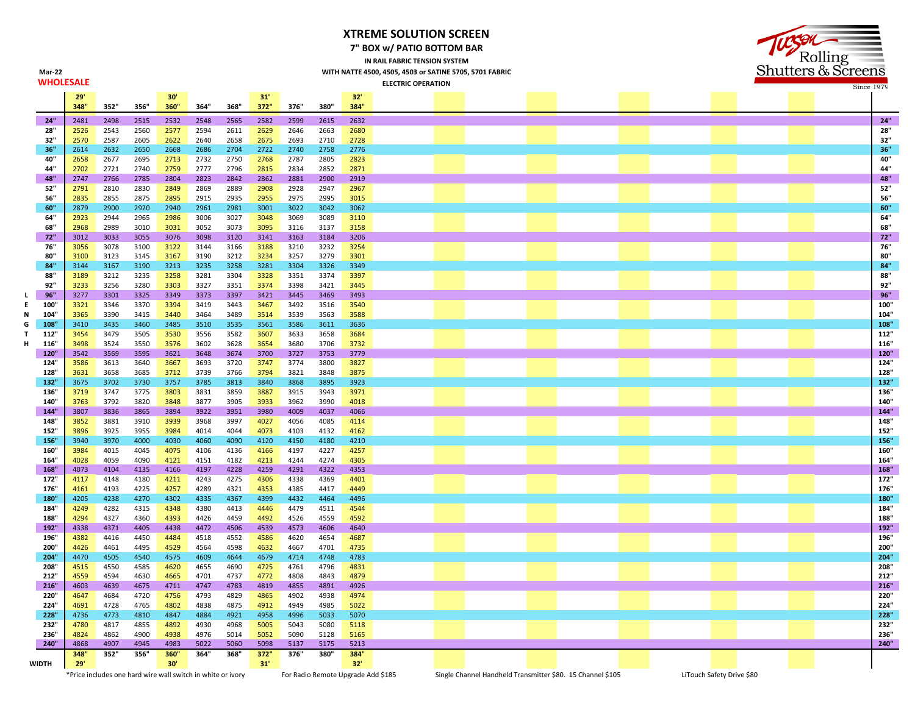# XTREME SOLUTION SCREEN

### 7" BOX w/ PATIO BOTTOM BAR

**IN RAIL FABRIC TENSION SYSTEM**

**WITH NATTE 4500, 4505, 4503 or SATINE 5705, 5701 FABRIC**

**ELECTRIC OPERATION**

**Mar-22**

**WHOLESALE**

Tucson Rolling Shutters & Screens Since 1979

| LENGTH | 29' 348" | 352" | 356" | 30' 360" | 364" | 368" | 31' 372" | 376" | 380" | 32' 384" | |
|---|---|---|---|---|---|---|---|---|---|---|---|
| 24" | 2481 | 2498 | 2515 | 2532 | 2548 | 2565 | 2582 | 2599 | 2615 | 2632 | 24" |
| 28" | 2526 | 2543 | 2560 | 2577 | 2594 | 2611 | 2629 | 2646 | 2663 | 2680 | 28" |
| 32" | 2570 | 2587 | 2605 | 2622 | 2640 | 2658 | 2675 | 2693 | 2710 | 2728 | 32" |
| 36" | 2614 | 2632 | 2650 | 2668 | 2686 | 2704 | 2722 | 2740 | 2758 | 2776 | 36" |
| 40" | 2658 | 2677 | 2695 | 2713 | 2732 | 2750 | 2768 | 2787 | 2805 | 2823 | 40" |
| 44" | 2702 | 2721 | 2740 | 2759 | 2777 | 2796 | 2815 | 2834 | 2852 | 2871 | 44" |
| 48" | 2747 | 2766 | 2785 | 2804 | 2823 | 2842 | 2862 | 2881 | 2900 | 2919 | 48" |
| 52" | 2791 | 2810 | 2830 | 2849 | 2869 | 2889 | 2908 | 2928 | 2947 | 2967 | 52" |
| 56" | 2835 | 2855 | 2875 | 2895 | 2915 | 2935 | 2955 | 2975 | 2995 | 3015 | 56" |
| 60" | 2879 | 2900 | 2920 | 2940 | 2961 | 2981 | 3001 | 3022 | 3042 | 3062 | 60" |
| 64" | 2923 | 2944 | 2965 | 2986 | 3006 | 3027 | 3048 | 3069 | 3089 | 3110 | 64" |
| 68" | 2968 | 2989 | 3010 | 3031 | 3052 | 3073 | 3095 | 3116 | 3137 | 3158 | 68" |
| 72" | 3012 | 3033 | 3055 | 3076 | 3098 | 3120 | 3141 | 3163 | 3184 | 3206 | 72" |
| 76" | 3056 | 3078 | 3100 | 3122 | 3144 | 3166 | 3188 | 3210 | 3232 | 3254 | 76" |
| 80" | 3100 | 3123 | 3145 | 3167 | 3190 | 3212 | 3234 | 3257 | 3279 | 3301 | 80" |
| 84" | 3144 | 3167 | 3190 | 3213 | 3235 | 3258 | 3281 | 3304 | 3326 | 3349 | 84" |
| 88" | 3189 | 3212 | 3235 | 3258 | 3281 | 3304 | 3328 | 3351 | 3374 | 3397 | 88" |
| 92" | 3233 | 3256 | 3280 | 3303 | 3327 | 3351 | 3374 | 3398 | 3421 | 3445 | 92" |
| 96" | 3277 | 3301 | 3325 | 3349 | 3373 | 3397 | 3421 | 3445 | 3469 | 3493 | 96" |
| 100" | 3321 | 3346 | 3370 | 3394 | 3419 | 3443 | 3467 | 3492 | 3516 | 3540 | 100" |
| 104" | 3365 | 3390 | 3415 | 3440 | 3464 | 3489 | 3514 | 3539 | 3563 | 3588 | 104" |
| 108" | 3410 | 3435 | 3460 | 3485 | 3510 | 3535 | 3561 | 3586 | 3611 | 3636 | 108" |
| 112" | 3454 | 3479 | 3505 | 3530 | 3556 | 3582 | 3607 | 3633 | 3658 | 3684 | 112" |
| 116" | 3498 | 3524 | 3550 | 3576 | 3602 | 3628 | 3654 | 3680 | 3706 | 3732 | 116" |
| 120" | 3542 | 3569 | 3595 | 3621 | 3648 | 3674 | 3700 | 3727 | 3753 | 3779 | 120" |
| 124" | 3586 | 3613 | 3640 | 3667 | 3693 | 3720 | 3747 | 3774 | 3800 | 3827 | 124" |
| 128" | 3631 | 3658 | 3685 | 3712 | 3739 | 3766 | 3794 | 3821 | 3848 | 3875 | 128" |
| 132" | 3675 | 3702 | 3730 | 3757 | 3785 | 3813 | 3840 | 3868 | 3895 | 3923 | 132" |
| 136" | 3719 | 3747 | 3775 | 3803 | 3831 | 3859 | 3887 | 3915 | 3943 | 3971 | 136" |
| 140" | 3763 | 3792 | 3820 | 3848 | 3877 | 3905 | 3933 | 3962 | 3990 | 4018 | 140" |
| 144" | 3807 | 3836 | 3865 | 3894 | 3922 | 3951 | 3980 | 4009 | 4037 | 4066 | 144" |
| 148" | 3852 | 3881 | 3910 | 3939 | 3968 | 3997 | 4027 | 4056 | 4085 | 4114 | 148" |
| 152" | 3896 | 3925 | 3955 | 3984 | 4014 | 4044 | 4073 | 4103 | 4132 | 4162 | 152" |
| 156" | 3940 | 3970 | 4000 | 4030 | 4060 | 4090 | 4120 | 4150 | 4180 | 4210 | 156" |
| 160" | 3984 | 4015 | 4045 | 4075 | 4106 | 4136 | 4166 | 4197 | 4227 | 4257 | 160" |
| 164" | 4028 | 4059 | 4090 | 4121 | 4151 | 4182 | 4213 | 4244 | 4274 | 4305 | 164" |
| 168" | 4073 | 4104 | 4135 | 4166 | 4197 | 4228 | 4259 | 4291 | 4322 | 4353 | 168" |
| 172" | 4117 | 4148 | 4180 | 4211 | 4243 | 4275 | 4306 | 4338 | 4369 | 4401 | 172" |
| 176" | 4161 | 4193 | 4225 | 4257 | 4289 | 4321 | 4353 | 4385 | 4417 | 4449 | 176" |
| 180" | 4205 | 4238 | 4270 | 4302 | 4335 | 4367 | 4399 | 4432 | 4464 | 4496 | 180" |
| 184" | 4249 | 4282 | 4315 | 4348 | 4380 | 4413 | 4446 | 4479 | 4511 | 4544 | 184" |
| 188" | 4294 | 4327 | 4360 | 4393 | 4426 | 4459 | 4492 | 4526 | 4559 | 4592 | 188" |
| 192" | 4338 | 4371 | 4405 | 4438 | 4472 | 4506 | 4539 | 4573 | 4606 | 4640 | 192" |
| 196" | 4382 | 4416 | 4450 | 4484 | 4518 | 4552 | 4586 | 4620 | 4654 | 4687 | 196" |
| 200" | 4426 | 4461 | 4495 | 4529 | 4564 | 4598 | 4632 | 4667 | 4701 | 4735 | 200" |
| 204" | 4470 | 4505 | 4540 | 4575 | 4609 | 4644 | 4679 | 4714 | 4748 | 4783 | 204" |
| 208" | 4515 | 4550 | 4585 | 4620 | 4655 | 4690 | 4725 | 4761 | 4796 | 4831 | 208" |
| 212" | 4559 | 4594 | 4630 | 4665 | 4701 | 4737 | 4772 | 4808 | 4843 | 4879 | 212" |
| 216" | 4603 | 4639 | 4675 | 4711 | 4747 | 4783 | 4819 | 4855 | 4891 | 4926 | 216" |
| 220" | 4647 | 4684 | 4720 | 4756 | 4793 | 4829 | 4865 | 4902 | 4938 | 4974 | 220" |
| 224" | 4691 | 4728 | 4765 | 4802 | 4838 | 4875 | 4912 | 4949 | 4985 | 5022 | 224" |
| 228" | 4736 | 4773 | 4810 | 4847 | 4884 | 4921 | 4958 | 4996 | 5033 | 5070 | 228" |
| 232" | 4780 | 4817 | 4855 | 4892 | 4930 | 4968 | 5005 | 5043 | 5080 | 5118 | 232" |
| 236" | 4824 | 4862 | 4900 | 4938 | 4976 | 5014 | 5052 | 5090 | 5128 | 5165 | 236" |
| 240" | 4868 | 4907 | 4945 | 4983 | 5022 | 5060 | 5098 | 5137 | 5175 | 5213 | 240" |
| WIDTH | 348" 29' | 352" | 356" | 360" 30' | 364" | 368" | 372" 31' | 376" | 380" | 384" 32' | |

*Price includes one hard wire wall switch in white or ivory

For Radio Remote Upgrade Add $185

Single Channel Handheld Transmitter $80. 15 Channel $105

LiTouch Safety Drive $80